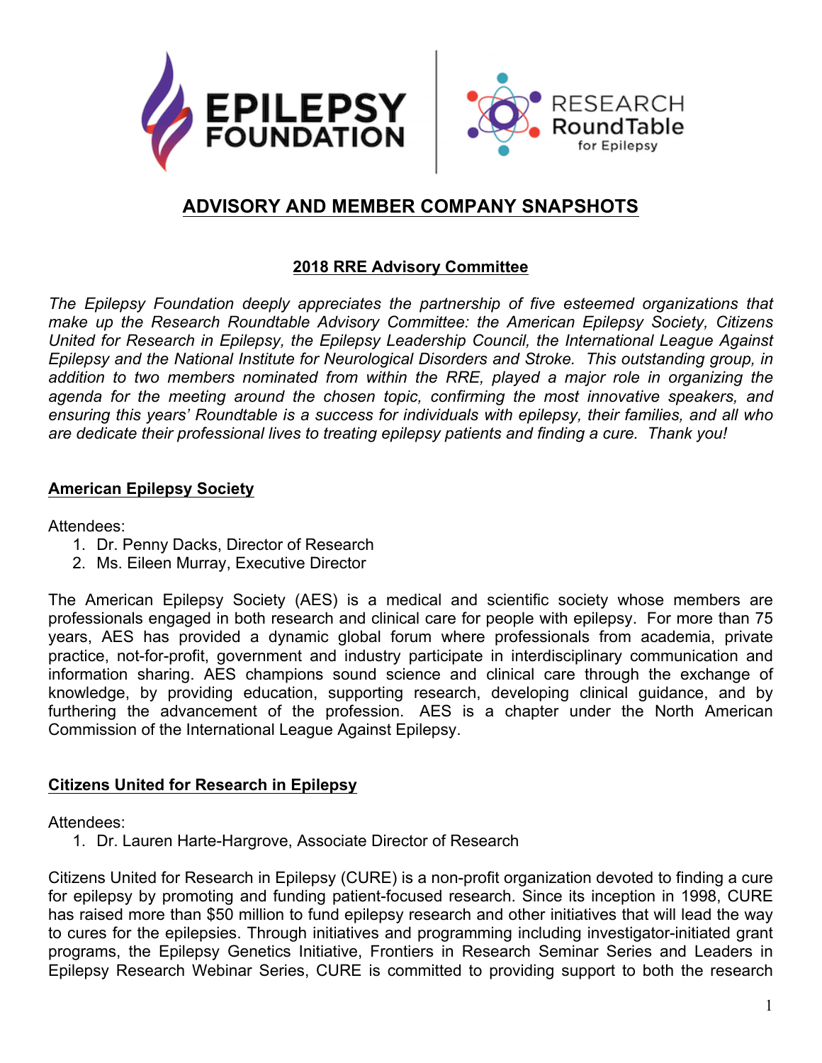# ADVISORY AND MEMBER COMPANY SNAPSHOTS

## 2018 RRE Advisory Committee

*The Epilepsy Foundation deeply appreciates the partnership of five esteemed organizations that make up the Research Roundtable Advisory Committee: the American Epilepsy Society, Citizens United for Research in Epilepsy, the Epilepsy Leadership Council, the International League Against Epilepsy and the National Institute for Neurological Disorders and Stroke. This outstanding group, in addition to two members nominated from within the RRE, played a major role in organizing the agenda for the meeting around the chosen topic, confirming the most innovative speakers, and ensuring this years' Roundtable is a success for individuals with epilepsy, their families, and all who are dedicate their professional lives to treating epilepsy patients and finding a cure. Thank you!*

### American Epilepsy Society

Attendees:
1. Dr. Penny Dacks, Director of Research
2. Ms. Eileen Murray, Executive Director

The American Epilepsy Society (AES) is a medical and scientific society whose members are professionals engaged in both research and clinical care for people with epilepsy. For more than 75 years, AES has provided a dynamic global forum where professionals from academia, private practice, not-for-profit, government and industry participate in interdisciplinary communication and information sharing. AES champions sound science and clinical care through the exchange of knowledge, by providing education, supporting research, developing clinical guidance, and by furthering the advancement of the profession. AES is a chapter under the North American Commission of the International League Against Epilepsy.

### Citizens United for Research in Epilepsy

Attendees:
1. Dr. Lauren Harte-Hargrove, Associate Director of Research

Citizens United for Research in Epilepsy (CURE) is a non-profit organization devoted to finding a cure for epilepsy by promoting and funding patient-focused research. Since its inception in 1998, CURE has raised more than $50 million to fund epilepsy research and other initiatives that will lead the way to cures for the epilepsies. Through initiatives and programming including investigator-initiated grant programs, the Epilepsy Genetics Initiative, Frontiers in Research Seminar Series and Leaders in Epilepsy Research Webinar Series, CURE is committed to providing support to both the research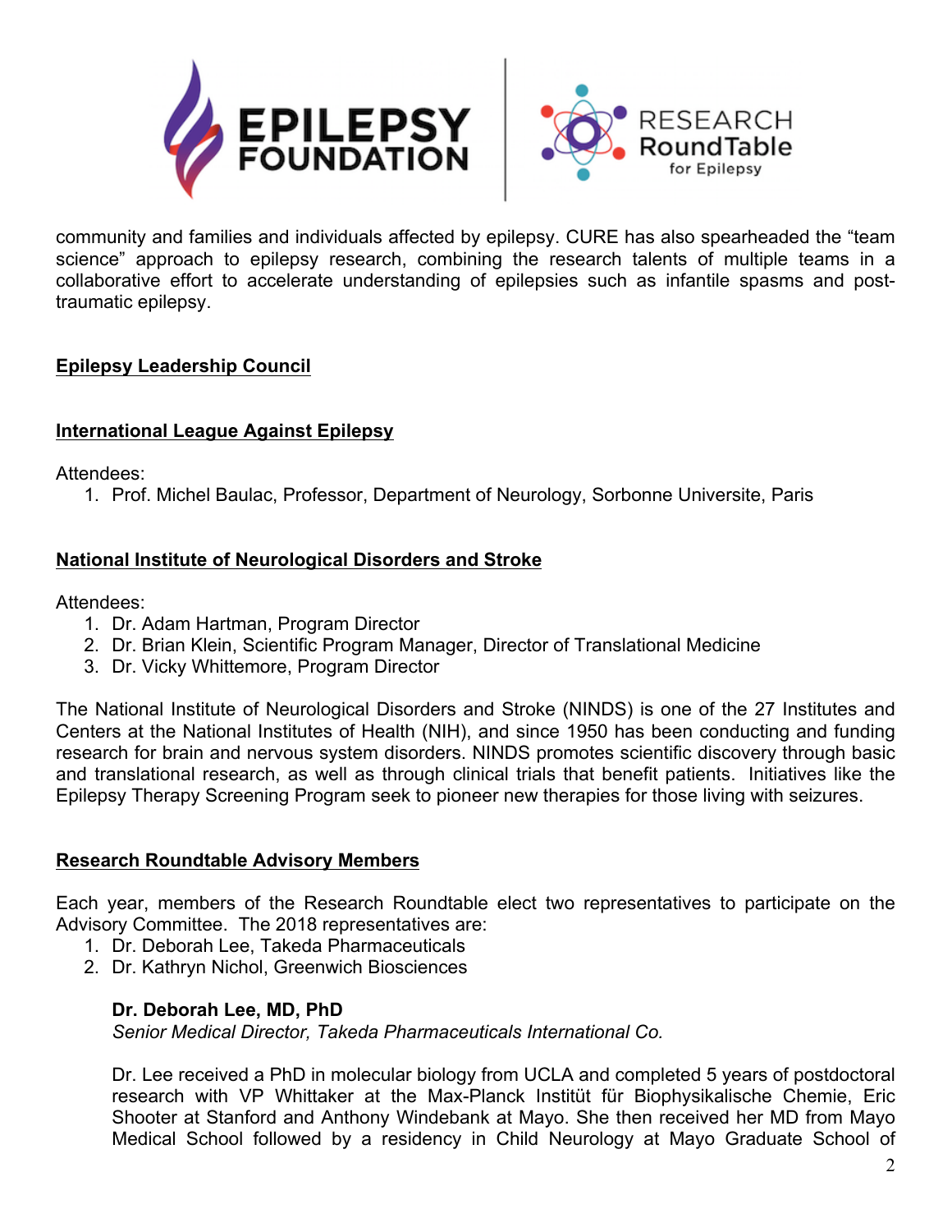community and families and individuals affected by epilepsy. CURE has also spearheaded the "team science" approach to epilepsy research, combining the research talents of multiple teams in a collaborative effort to accelerate understanding of epilepsies such as infantile spasms and post-traumatic epilepsy.

## Epilepsy Leadership Council

## International League Against Epilepsy

Attendees:

1. Prof. Michel Baulac, Professor, Department of Neurology, Sorbonne Universite, Paris

## National Institute of Neurological Disorders and Stroke

Attendees:

1. Dr. Adam Hartman, Program Director
2. Dr. Brian Klein, Scientific Program Manager, Director of Translational Medicine
3. Dr. Vicky Whittemore, Program Director

The National Institute of Neurological Disorders and Stroke (NINDS) is one of the 27 Institutes and Centers at the National Institutes of Health (NIH), and since 1950 has been conducting and funding research for brain and nervous system disorders. NINDS promotes scientific discovery through basic and translational research, as well as through clinical trials that benefit patients. Initiatives like the Epilepsy Therapy Screening Program seek to pioneer new therapies for those living with seizures.

## Research Roundtable Advisory Members

Each year, members of the Research Roundtable elect two representatives to participate on the Advisory Committee. The 2018 representatives are:

1. Dr. Deborah Lee, Takeda Pharmaceuticals
2. Dr. Kathryn Nichol, Greenwich Biosciences

**Dr. Deborah Lee, MD, PhD**
*Senior Medical Director, Takeda Pharmaceuticals International Co.*

Dr. Lee received a PhD in molecular biology from UCLA and completed 5 years of postdoctoral research with VP Whittaker at the Max-Planck Institüt für Biophysikalische Chemie, Eric Shooter at Stanford and Anthony Windebank at Mayo. She then received her MD from Mayo Medical School followed by a residency in Child Neurology at Mayo Graduate School of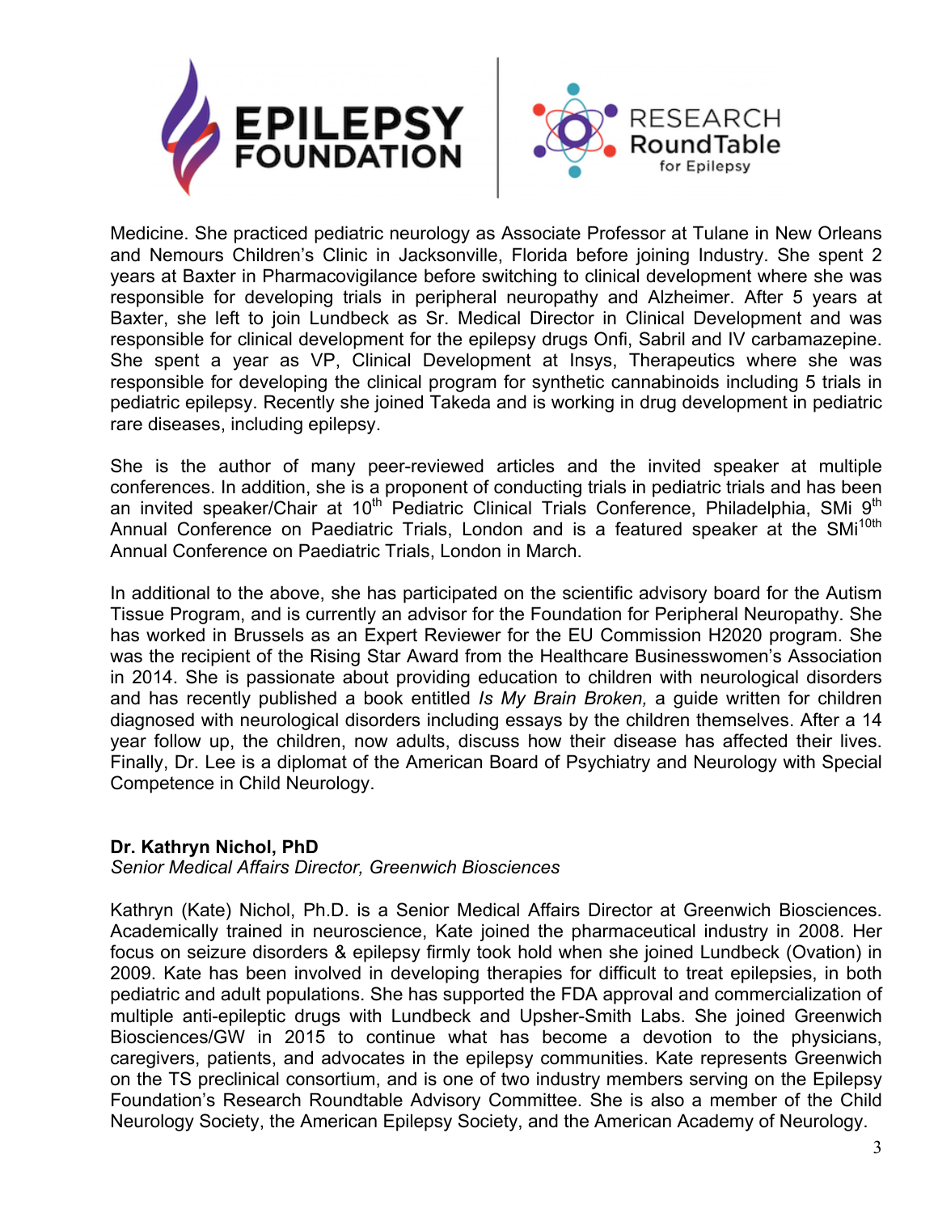Medicine. She practiced pediatric neurology as Associate Professor at Tulane in New Orleans and Nemours Children's Clinic in Jacksonville, Florida before joining Industry. She spent 2 years at Baxter in Pharmacovigilance before switching to clinical development where she was responsible for developing trials in peripheral neuropathy and Alzheimer. After 5 years at Baxter, she left to join Lundbeck as Sr. Medical Director in Clinical Development and was responsible for clinical development for the epilepsy drugs Onfi, Sabril and IV carbamazepine. She spent a year as VP, Clinical Development at Insys, Therapeutics where she was responsible for developing the clinical program for synthetic cannabinoids including 5 trials in pediatric epilepsy. Recently she joined Takeda and is working in drug development in pediatric rare diseases, including epilepsy.

She is the author of many peer-reviewed articles and the invited speaker at multiple conferences. In addition, she is a proponent of conducting trials in pediatric trials and has been an invited speaker/Chair at 10th Pediatric Clinical Trials Conference, Philadelphia, SMi 9th Annual Conference on Paediatric Trials, London and is a featured speaker at the SMi 10th Annual Conference on Paediatric Trials, London in March.

In additional to the above, she has participated on the scientific advisory board for the Autism Tissue Program, and is currently an advisor for the Foundation for Peripheral Neuropathy. She has worked in Brussels as an Expert Reviewer for the EU Commission H2020 program. She was the recipient of the Rising Star Award from the Healthcare Businesswomen's Association in 2014. She is passionate about providing education to children with neurological disorders and has recently published a book entitled *Is My Brain Broken,* a guide written for children diagnosed with neurological disorders including essays by the children themselves. After a 14 year follow up, the children, now adults, discuss how their disease has affected their lives. Finally, Dr. Lee is a diplomat of the American Board of Psychiatry and Neurology with Special Competence in Child Neurology.

**Dr. Kathryn Nichol, PhD**
*Senior Medical Affairs Director, Greenwich Biosciences*

Kathryn (Kate) Nichol, Ph.D. is a Senior Medical Affairs Director at Greenwich Biosciences. Academically trained in neuroscience, Kate joined the pharmaceutical industry in 2008. Her focus on seizure disorders & epilepsy firmly took hold when she joined Lundbeck (Ovation) in 2009. Kate has been involved in developing therapies for difficult to treat epilepsies, in both pediatric and adult populations. She has supported the FDA approval and commercialization of multiple anti-epileptic drugs with Lundbeck and Upsher-Smith Labs. She joined Greenwich Biosciences/GW in 2015 to continue what has become a devotion to the physicians, caregivers, patients, and advocates in the epilepsy communities. Kate represents Greenwich on the TS preclinical consortium, and is one of two industry members serving on the Epilepsy Foundation's Research Roundtable Advisory Committee. She is also a member of the Child Neurology Society, the American Epilepsy Society, and the American Academy of Neurology.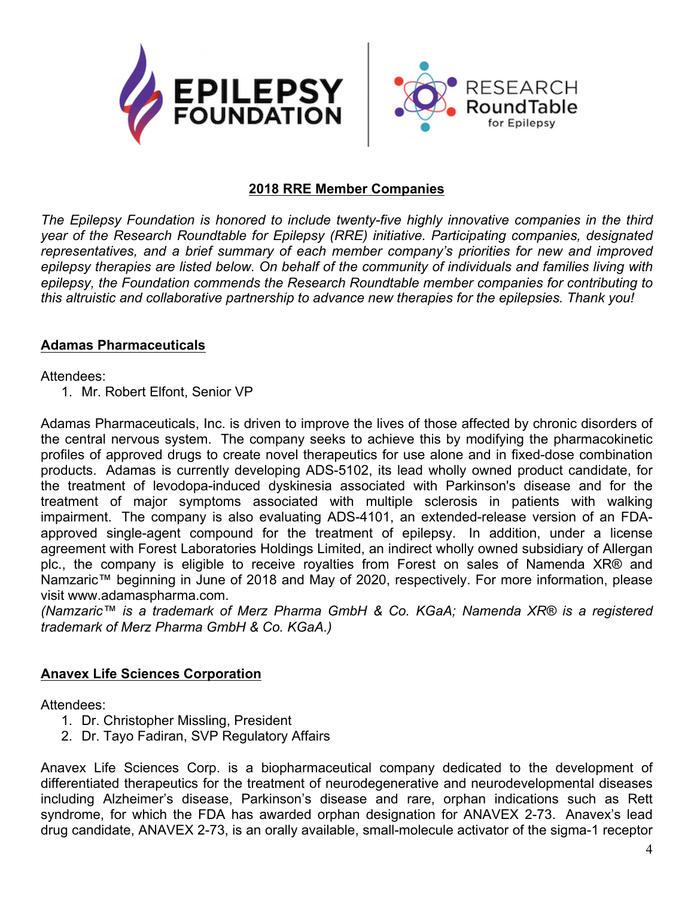## 2018 RRE Member Companies

*The Epilepsy Foundation is honored to include twenty-five highly innovative companies in the third year of the Research Roundtable for Epilepsy (RRE) initiative. Participating companies, designated representatives, and a brief summary of each member company's priorities for new and improved epilepsy therapies are listed below. On behalf of the community of individuals and families living with epilepsy, the Foundation commends the Research Roundtable member companies for contributing to this altruistic and collaborative partnership to advance new therapies for the epilepsies. Thank you!*

### Adamas Pharmaceuticals

Attendees:

1. Mr. Robert Elfont, Senior VP

Adamas Pharmaceuticals, Inc. is driven to improve the lives of those affected by chronic disorders of the central nervous system. The company seeks to achieve this by modifying the pharmacokinetic profiles of approved drugs to create novel therapeutics for use alone and in fixed-dose combination products. Adamas is currently developing ADS-5102, its lead wholly owned product candidate, for the treatment of levodopa-induced dyskinesia associated with Parkinson's disease and for the treatment of major symptoms associated with multiple sclerosis in patients with walking impairment. The company is also evaluating ADS-4101, an extended-release version of an FDA-approved single-agent compound for the treatment of epilepsy. In addition, under a license agreement with Forest Laboratories Holdings Limited, an indirect wholly owned subsidiary of Allergan plc., the company is eligible to receive royalties from Forest on sales of Namenda XR® and Namzaric™ beginning in June of 2018 and May of 2020, respectively. For more information, please visit www.adamaspharma.com.
*(Namzaric™ is a trademark of Merz Pharma GmbH & Co. KGaA; Namenda XR® is a registered trademark of Merz Pharma GmbH & Co. KGaA.)*

### Anavex Life Sciences Corporation

Attendees:

1. Dr. Christopher Missling, President
2. Dr. Tayo Fadiran, SVP Regulatory Affairs

Anavex Life Sciences Corp. is a biopharmaceutical company dedicated to the development of differentiated therapeutics for the treatment of neurodegenerative and neurodevelopmental diseases including Alzheimer's disease, Parkinson's disease and rare, orphan indications such as Rett syndrome, for which the FDA has awarded orphan designation for ANAVEX 2-73. Anavex's lead drug candidate, ANAVEX 2-73, is an orally available, small-molecule activator of the sigma-1 receptor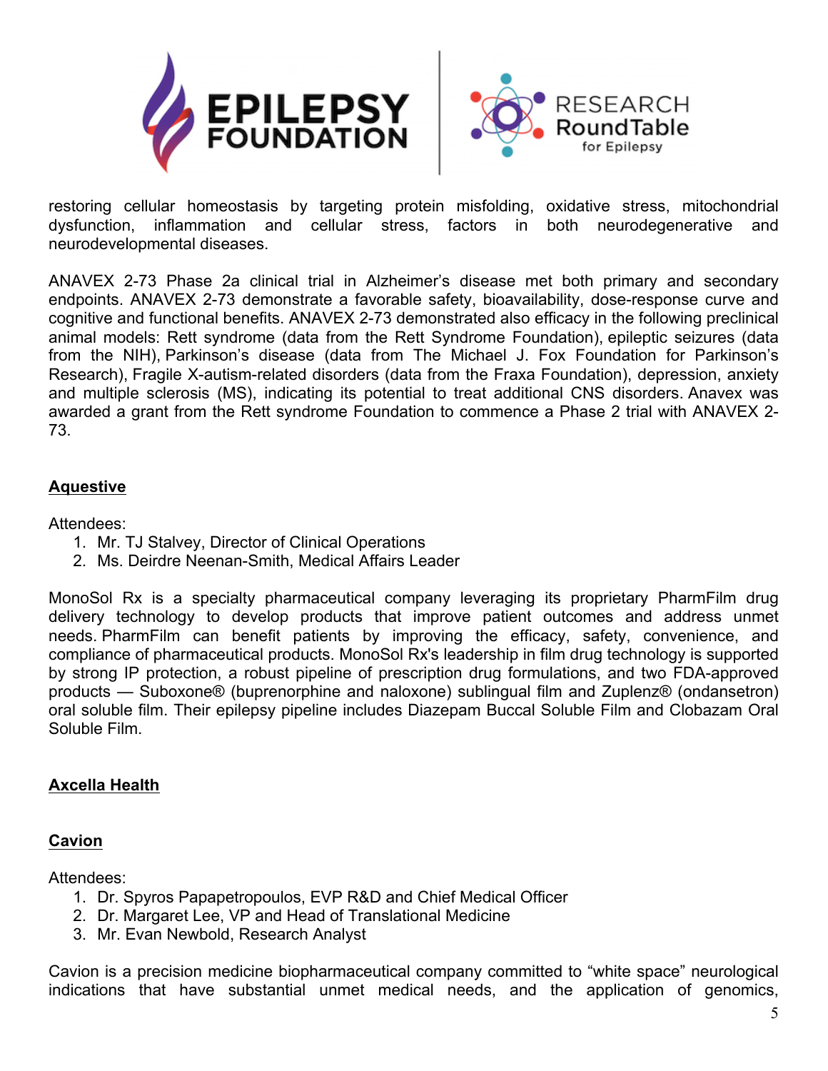restoring cellular homeostasis by targeting protein misfolding, oxidative stress, mitochondrial dysfunction, inflammation and cellular stress, factors in both neurodegenerative and neurodevelopmental diseases.

ANAVEX 2-73 Phase 2a clinical trial in Alzheimer's disease met both primary and secondary endpoints. ANAVEX 2-73 demonstrate a favorable safety, bioavailability, dose-response curve and cognitive and functional benefits. ANAVEX 2-73 demonstrated also efficacy in the following preclinical animal models: Rett syndrome (data from the Rett Syndrome Foundation), epileptic seizures (data from the NIH), Parkinson's disease (data from The Michael J. Fox Foundation for Parkinson's Research), Fragile X-autism-related disorders (data from the Fraxa Foundation), depression, anxiety and multiple sclerosis (MS), indicating its potential to treat additional CNS disorders. Anavex was awarded a grant from the Rett syndrome Foundation to commence a Phase 2 trial with ANAVEX 2-73.

## Aquestive

Attendees:

1. Mr. TJ Stalvey, Director of Clinical Operations
2. Ms. Deirdre Neenan-Smith, Medical Affairs Leader

MonoSol Rx is a specialty pharmaceutical company leveraging its proprietary PharmFilm drug delivery technology to develop products that improve patient outcomes and address unmet needs. PharmFilm can benefit patients by improving the efficacy, safety, convenience, and compliance of pharmaceutical products. MonoSol Rx's leadership in film drug technology is supported by strong IP protection, a robust pipeline of prescription drug formulations, and two FDA-approved products — Suboxone® (buprenorphine and naloxone) sublingual film and Zuplenz® (ondansetron) oral soluble film. Their epilepsy pipeline includes Diazepam Buccal Soluble Film and Clobazam Oral Soluble Film.

## Axcella Health

## Cavion

Attendees:

1. Dr. Spyros Papapetropoulos, EVP R&D and Chief Medical Officer
2. Dr. Margaret Lee, VP and Head of Translational Medicine
3. Mr. Evan Newbold, Research Analyst

Cavion is a precision medicine biopharmaceutical company committed to "white space" neurological indications that have substantial unmet medical needs, and the application of genomics,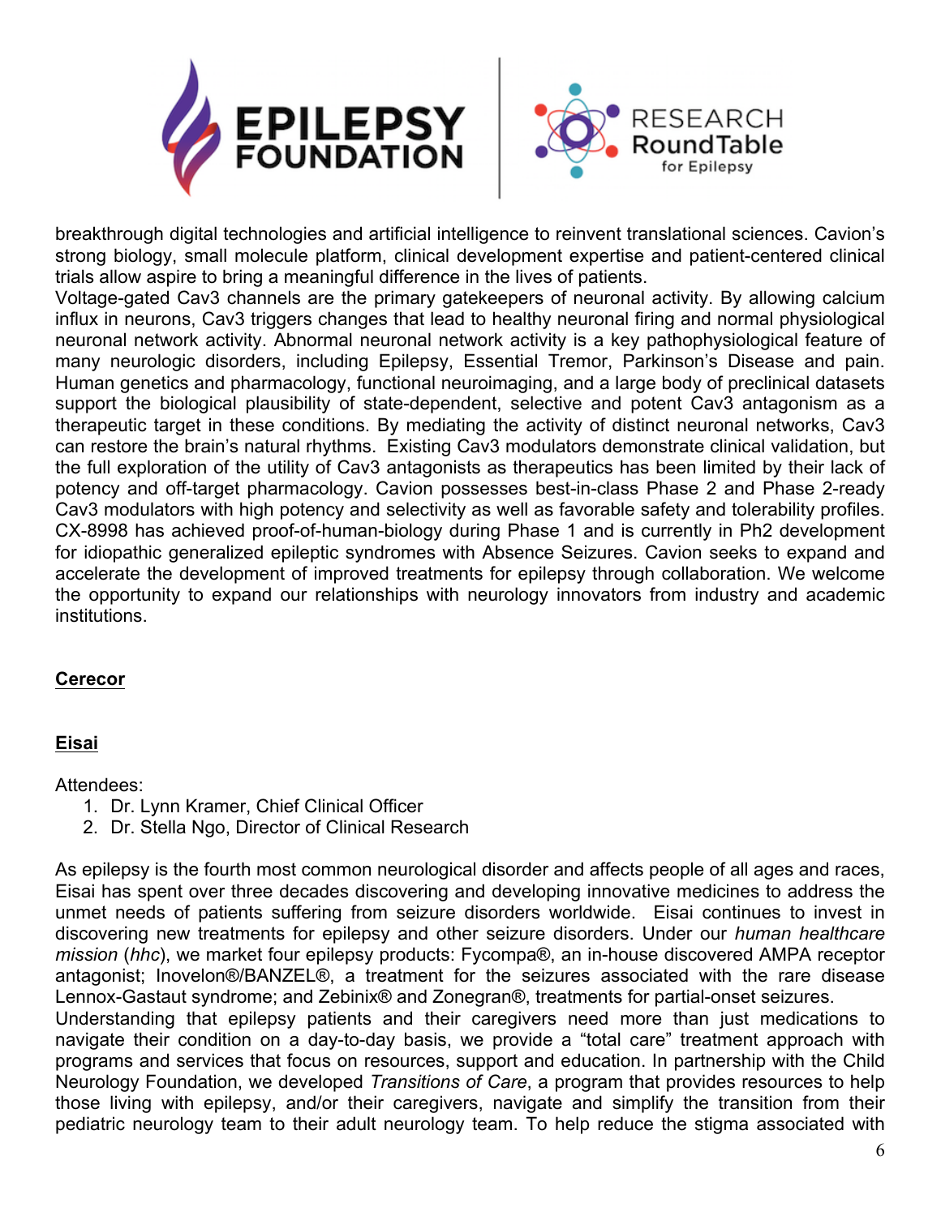breakthrough digital technologies and artificial intelligence to reinvent translational sciences. Cavion's strong biology, small molecule platform, clinical development expertise and patient-centered clinical trials allow aspire to bring a meaningful difference in the lives of patients.
Voltage-gated Cav3 channels are the primary gatekeepers of neuronal activity. By allowing calcium influx in neurons, Cav3 triggers changes that lead to healthy neuronal firing and normal physiological neuronal network activity. Abnormal neuronal network activity is a key pathophysiological feature of many neurologic disorders, including Epilepsy, Essential Tremor, Parkinson's Disease and pain. Human genetics and pharmacology, functional neuroimaging, and a large body of preclinical datasets support the biological plausibility of state-dependent, selective and potent Cav3 antagonism as a therapeutic target in these conditions. By mediating the activity of distinct neuronal networks, Cav3 can restore the brain's natural rhythms. Existing Cav3 modulators demonstrate clinical validation, but the full exploration of the utility of Cav3 antagonists as therapeutics has been limited by their lack of potency and off-target pharmacology. Cavion possesses best-in-class Phase 2 and Phase 2-ready Cav3 modulators with high potency and selectivity as well as favorable safety and tolerability profiles. CX-8998 has achieved proof-of-human-biology during Phase 1 and is currently in Ph2 development for idiopathic generalized epileptic syndromes with Absence Seizures. Cavion seeks to expand and accelerate the development of improved treatments for epilepsy through collaboration. We welcome the opportunity to expand our relationships with neurology innovators from industry and academic institutions.

**Cerecor**

**Eisai**

Attendees:

1. Dr. Lynn Kramer, Chief Clinical Officer
2. Dr. Stella Ngo, Director of Clinical Research

As epilepsy is the fourth most common neurological disorder and affects people of all ages and races, Eisai has spent over three decades discovering and developing innovative medicines to address the unmet needs of patients suffering from seizure disorders worldwide. Eisai continues to invest in discovering new treatments for epilepsy and other seizure disorders. Under our *human healthcare mission* (*hhc*), we market four epilepsy products: Fycompa®, an in-house discovered AMPA receptor antagonist; Inovelon®/BANZEL®, a treatment for the seizures associated with the rare disease Lennox-Gastaut syndrome; and Zebinix® and Zonegran®, treatments for partial-onset seizures.
Understanding that epilepsy patients and their caregivers need more than just medications to navigate their condition on a day-to-day basis, we provide a "total care" treatment approach with programs and services that focus on resources, support and education. In partnership with the Child Neurology Foundation, we developed *Transitions of Care*, a program that provides resources to help those living with epilepsy, and/or their caregivers, navigate and simplify the transition from their pediatric neurology team to their adult neurology team. To help reduce the stigma associated with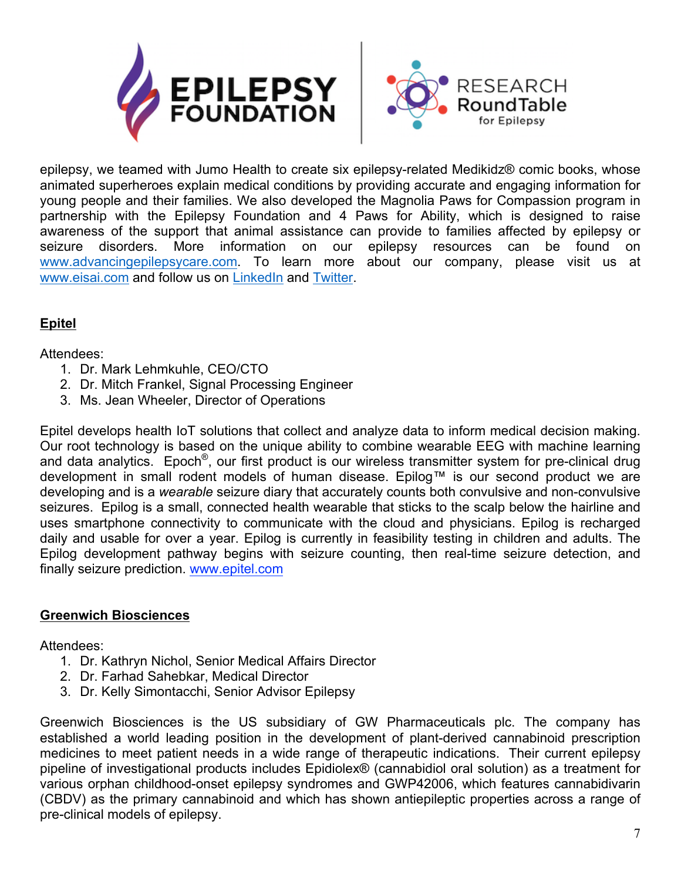epilepsy, we teamed with Jumo Health to create six epilepsy-related Medikidz® comic books, whose animated superheroes explain medical conditions by providing accurate and engaging information for young people and their families. We also developed the Magnolia Paws for Compassion program in partnership with the Epilepsy Foundation and 4 Paws for Ability, which is designed to raise awareness of the support that animal assistance can provide to families affected by epilepsy or seizure disorders. More information on our epilepsy resources can be found on www.advancingepilepsycare.com. To learn more about our company, please visit us at www.eisai.com and follow us on LinkedIn and Twitter.

## **Epitel**

Attendees:

1. Dr. Mark Lehmkuhle, CEO/CTO
2. Dr. Mitch Frankel, Signal Processing Engineer
3. Ms. Jean Wheeler, Director of Operations

Epitel develops health IoT solutions that collect and analyze data to inform medical decision making. Our root technology is based on the unique ability to combine wearable EEG with machine learning and data analytics. Epoch®, our first product is our wireless transmitter system for pre-clinical drug development in small rodent models of human disease. Epilog™ is our second product we are developing and is a *wearable* seizure diary that accurately counts both convulsive and non-convulsive seizures. Epilog is a small, connected health wearable that sticks to the scalp below the hairline and uses smartphone connectivity to communicate with the cloud and physicians. Epilog is recharged daily and usable for over a year. Epilog is currently in feasibility testing in children and adults. The Epilog development pathway begins with seizure counting, then real-time seizure detection, and finally seizure prediction. www.epitel.com

## **Greenwich Biosciences**

Attendees:

1. Dr. Kathryn Nichol, Senior Medical Affairs Director
2. Dr. Farhad Sahebkar, Medical Director
3. Dr. Kelly Simontacchi, Senior Advisor Epilepsy

Greenwich Biosciences is the US subsidiary of GW Pharmaceuticals plc. The company has established a world leading position in the development of plant-derived cannabinoid prescription medicines to meet patient needs in a wide range of therapeutic indications. Their current epilepsy pipeline of investigational products includes Epidiolex® (cannabidiol oral solution) as a treatment for various orphan childhood-onset epilepsy syndromes and GWP42006, which features cannabidivarin (CBDV) as the primary cannabinoid and which has shown antiepileptic properties across a range of pre-clinical models of epilepsy.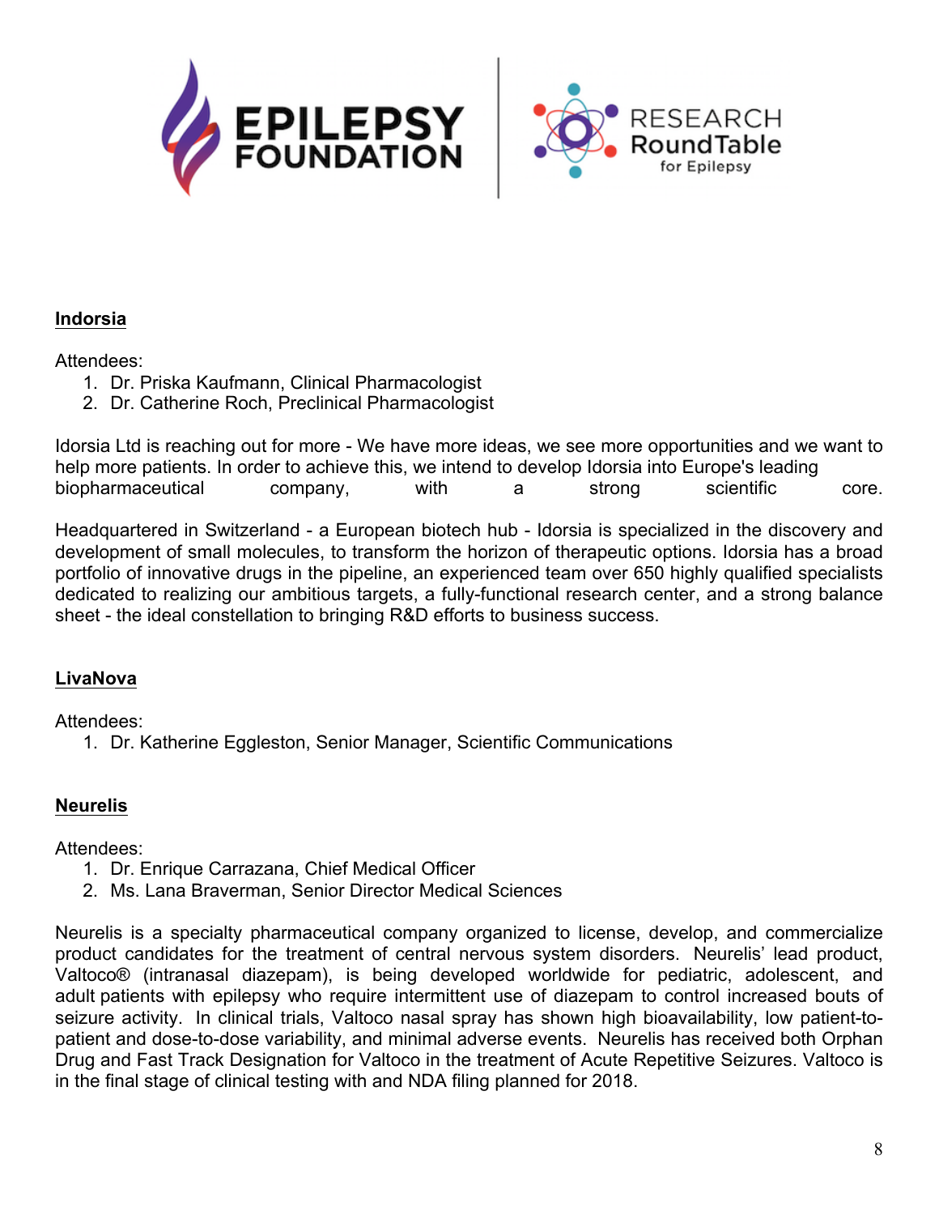**Indorsia**

Attendees:

1. Dr. Priska Kaufmann, Clinical Pharmacologist
2. Dr. Catherine Roch, Preclinical Pharmacologist

Idorsia Ltd is reaching out for more - We have more ideas, we see more opportunities and we want to help more patients. In order to achieve this, we intend to develop Idorsia into Europe's leading biopharmaceutical company, with a strong scientific core.

Headquartered in Switzerland - a European biotech hub - Idorsia is specialized in the discovery and development of small molecules, to transform the horizon of therapeutic options. Idorsia has a broad portfolio of innovative drugs in the pipeline, an experienced team over 650 highly qualified specialists dedicated to realizing our ambitious targets, a fully-functional research center, and a strong balance sheet - the ideal constellation to bringing R&D efforts to business success.

**LivaNova**

Attendees:

1. Dr. Katherine Eggleston, Senior Manager, Scientific Communications

**Neurelis**

Attendees:

1. Dr. Enrique Carrazana, Chief Medical Officer
2. Ms. Lana Braverman, Senior Director Medical Sciences

Neurelis is a specialty pharmaceutical company organized to license, develop, and commercialize product candidates for the treatment of central nervous system disorders. Neurelis' lead product, Valtoco® (intranasal diazepam), is being developed worldwide for pediatric, adolescent, and adult patients with epilepsy who require intermittent use of diazepam to control increased bouts of seizure activity. In clinical trials, Valtoco nasal spray has shown high bioavailability, low patient-to-patient and dose-to-dose variability, and minimal adverse events. Neurelis has received both Orphan Drug and Fast Track Designation for Valtoco in the treatment of Acute Repetitive Seizures. Valtoco is in the final stage of clinical testing with and NDA filing planned for 2018.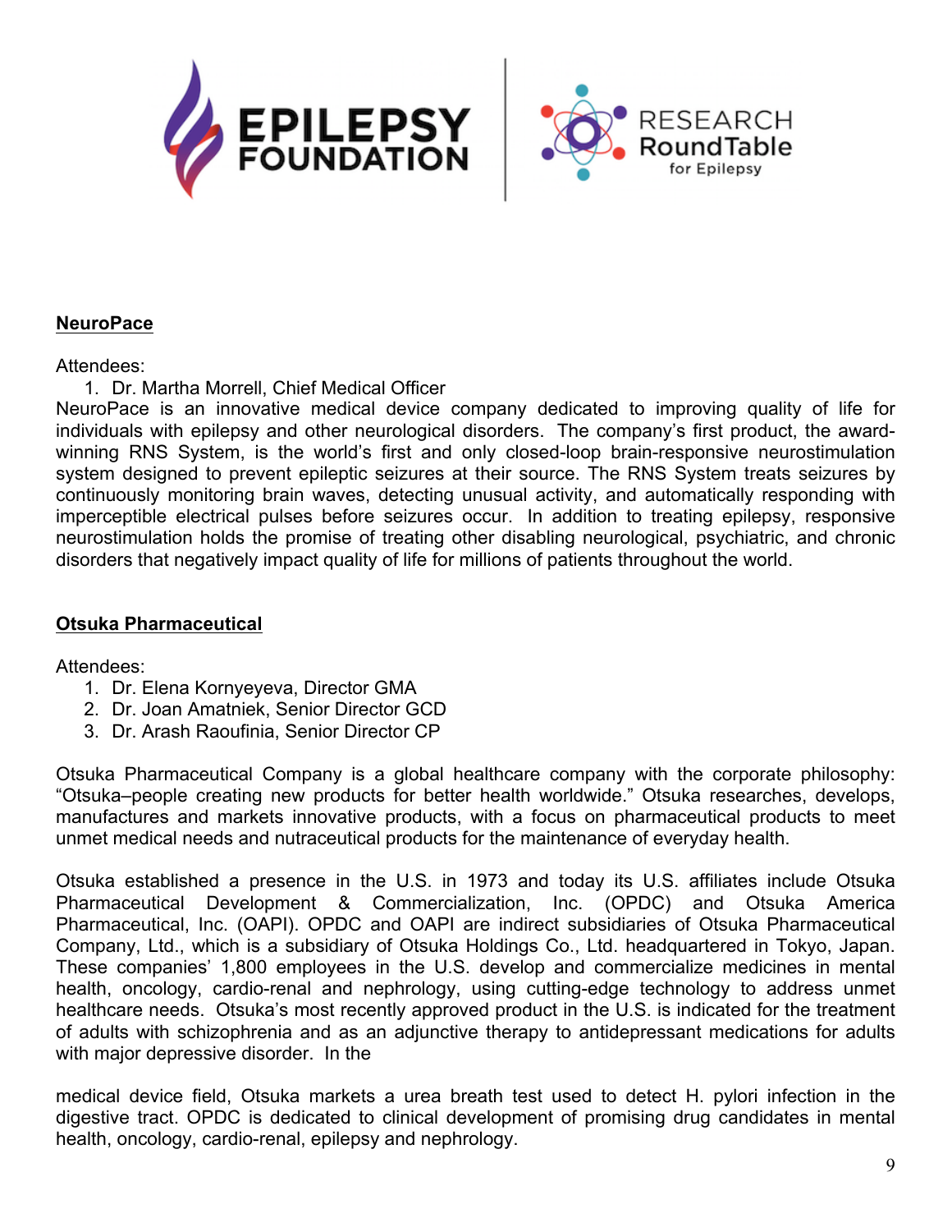**NeuroPace**

Attendees:

1. Dr. Martha Morrell, Chief Medical Officer

NeuroPace is an innovative medical device company dedicated to improving quality of life for individuals with epilepsy and other neurological disorders. The company's first product, the award-winning RNS System, is the world's first and only closed-loop brain-responsive neurostimulation system designed to prevent epileptic seizures at their source. The RNS System treats seizures by continuously monitoring brain waves, detecting unusual activity, and automatically responding with imperceptible electrical pulses before seizures occur. In addition to treating epilepsy, responsive neurostimulation holds the promise of treating other disabling neurological, psychiatric, and chronic disorders that negatively impact quality of life for millions of patients throughout the world.

**Otsuka Pharmaceutical**

Attendees:

1. Dr. Elena Kornyeyeva, Director GMA
2. Dr. Joan Amatniek, Senior Director GCD
3. Dr. Arash Raoufinia, Senior Director CP

Otsuka Pharmaceutical Company is a global healthcare company with the corporate philosophy: "Otsuka–people creating new products for better health worldwide." Otsuka researches, develops, manufactures and markets innovative products, with a focus on pharmaceutical products to meet unmet medical needs and nutraceutical products for the maintenance of everyday health.

Otsuka established a presence in the U.S. in 1973 and today its U.S. affiliates include Otsuka Pharmaceutical Development & Commercialization, Inc. (OPDC) and Otsuka America Pharmaceutical, Inc. (OAPI). OPDC and OAPI are indirect subsidiaries of Otsuka Pharmaceutical Company, Ltd., which is a subsidiary of Otsuka Holdings Co., Ltd. headquartered in Tokyo, Japan. These companies' 1,800 employees in the U.S. develop and commercialize medicines in mental health, oncology, cardio-renal and nephrology, using cutting-edge technology to address unmet healthcare needs. Otsuka's most recently approved product in the U.S. is indicated for the treatment of adults with schizophrenia and as an adjunctive therapy to antidepressant medications for adults with major depressive disorder. In the medical device field, Otsuka markets a urea breath test used to detect H. pylori infection in the digestive tract. OPDC is dedicated to clinical development of promising drug candidates in mental health, oncology, cardio-renal, epilepsy and nephrology.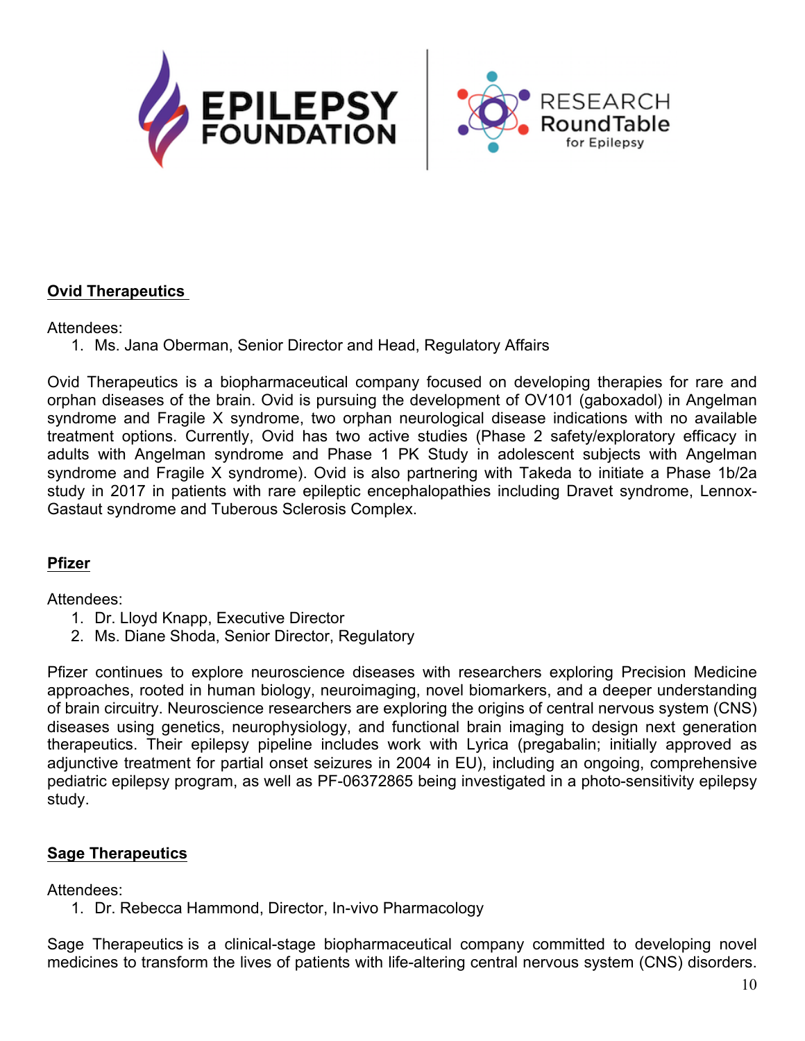**Ovid Therapeutics**

Attendees:

1. Ms. Jana Oberman, Senior Director and Head, Regulatory Affairs

Ovid Therapeutics is a biopharmaceutical company focused on developing therapies for rare and orphan diseases of the brain. Ovid is pursuing the development of OV101 (gaboxadol) in Angelman syndrome and Fragile X syndrome, two orphan neurological disease indications with no available treatment options. Currently, Ovid has two active studies (Phase 2 safety/exploratory efficacy in adults with Angelman syndrome and Phase 1 PK Study in adolescent subjects with Angelman syndrome and Fragile X syndrome). Ovid is also partnering with Takeda to initiate a Phase 1b/2a study in 2017 in patients with rare epileptic encephalopathies including Dravet syndrome, Lennox-Gastaut syndrome and Tuberous Sclerosis Complex.

**Pfizer**

Attendees:

1. Dr. Lloyd Knapp, Executive Director
2. Ms. Diane Shoda, Senior Director, Regulatory

Pfizer continues to explore neuroscience diseases with researchers exploring Precision Medicine approaches, rooted in human biology, neuroimaging, novel biomarkers, and a deeper understanding of brain circuitry. Neuroscience researchers are exploring the origins of central nervous system (CNS) diseases using genetics, neurophysiology, and functional brain imaging to design next generation therapeutics. Their epilepsy pipeline includes work with Lyrica (pregabalin; initially approved as adjunctive treatment for partial onset seizures in 2004 in EU), including an ongoing, comprehensive pediatric epilepsy program, as well as PF-06372865 being investigated in a photo-sensitivity epilepsy study.

**Sage Therapeutics**

Attendees:

1. Dr. Rebecca Hammond, Director, In-vivo Pharmacology

Sage Therapeutics is a clinical-stage biopharmaceutical company committed to developing novel medicines to transform the lives of patients with life-altering central nervous system (CNS) disorders.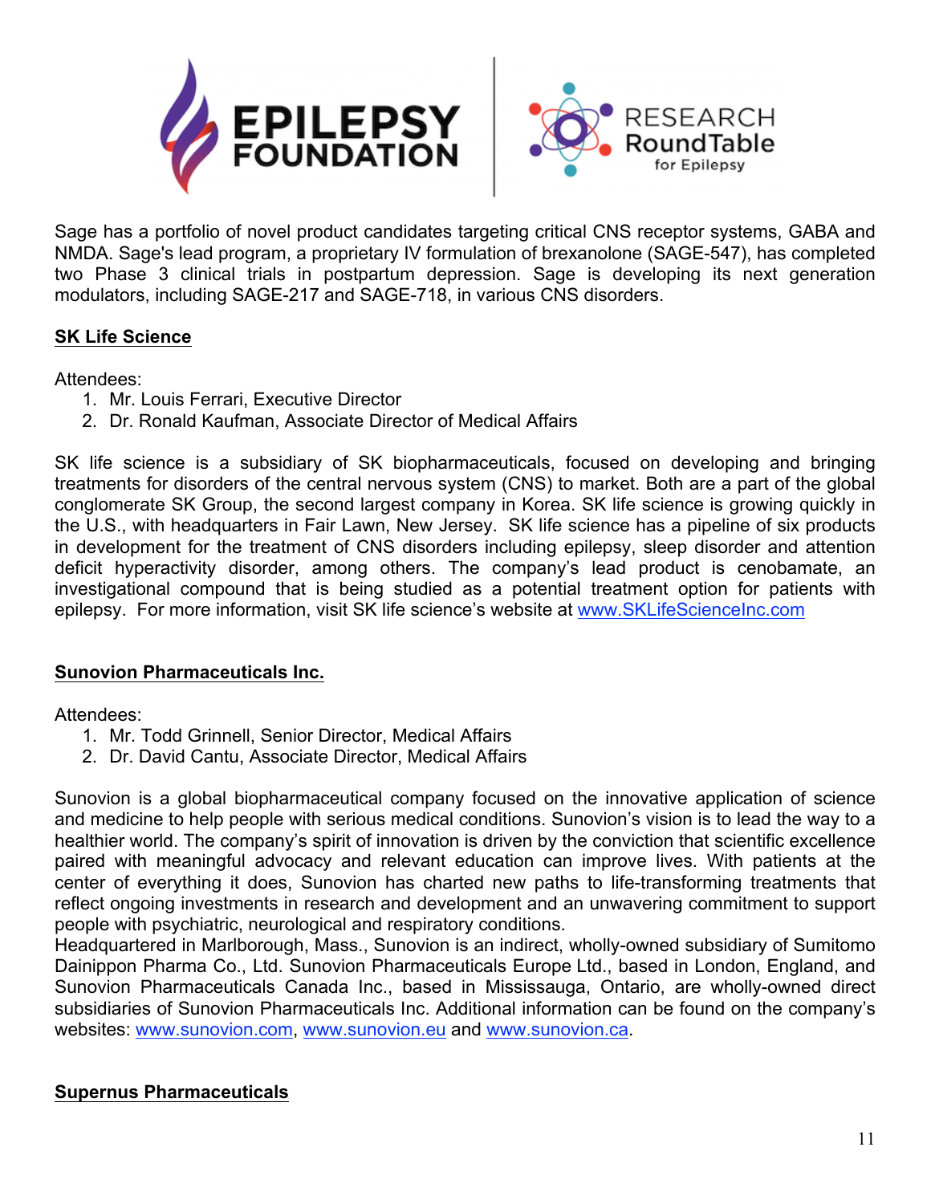Sage has a portfolio of novel product candidates targeting critical CNS receptor systems, GABA and NMDA. Sage's lead program, a proprietary IV formulation of brexanolone (SAGE-547), has completed two Phase 3 clinical trials in postpartum depression. Sage is developing its next generation modulators, including SAGE-217 and SAGE-718, in various CNS disorders.

**SK Life Science**

Attendees:

1. Mr. Louis Ferrari, Executive Director
2. Dr. Ronald Kaufman, Associate Director of Medical Affairs

SK life science is a subsidiary of SK biopharmaceuticals, focused on developing and bringing treatments for disorders of the central nervous system (CNS) to market. Both are a part of the global conglomerate SK Group, the second largest company in Korea. SK life science is growing quickly in the U.S., with headquarters in Fair Lawn, New Jersey. SK life science has a pipeline of six products in development for the treatment of CNS disorders including epilepsy, sleep disorder and attention deficit hyperactivity disorder, among others. The company's lead product is cenobamate, an investigational compound that is being studied as a potential treatment option for patients with epilepsy. For more information, visit SK life science's website at [www.SKLifeScienceInc.com](http://www.SKLifeScienceInc.com)

**Sunovion Pharmaceuticals Inc.**

Attendees:

1. Mr. Todd Grinnell, Senior Director, Medical Affairs
2. Dr. David Cantu, Associate Director, Medical Affairs

Sunovion is a global biopharmaceutical company focused on the innovative application of science and medicine to help people with serious medical conditions. Sunovion's vision is to lead the way to a healthier world. The company's spirit of innovation is driven by the conviction that scientific excellence paired with meaningful advocacy and relevant education can improve lives. With patients at the center of everything it does, Sunovion has charted new paths to life-transforming treatments that reflect ongoing investments in research and development and an unwavering commitment to support people with psychiatric, neurological and respiratory conditions.
Headquartered in Marlborough, Mass., Sunovion is an indirect, wholly-owned subsidiary of Sumitomo Dainippon Pharma Co., Ltd. Sunovion Pharmaceuticals Europe Ltd., based in London, England, and Sunovion Pharmaceuticals Canada Inc., based in Mississauga, Ontario, are wholly-owned direct subsidiaries of Sunovion Pharmaceuticals Inc. Additional information can be found on the company's websites: [www.sunovion.com](http://www.sunovion.com), [www.sunovion.eu](http://www.sunovion.eu) and [www.sunovion.ca](http://www.sunovion.ca).

**Supernus Pharmaceuticals**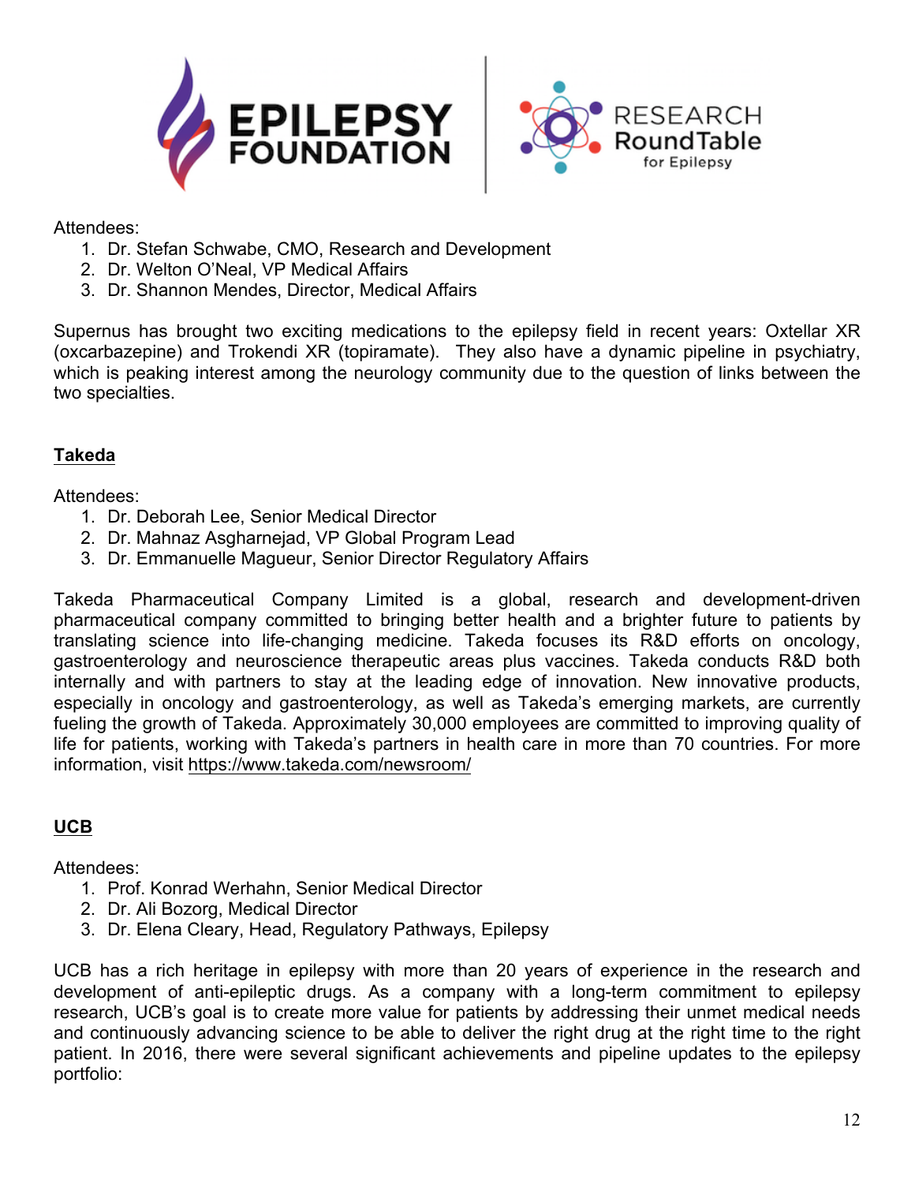Attendees:
1. Dr. Stefan Schwabe, CMO, Research and Development
2. Dr. Welton O'Neal, VP Medical Affairs
3. Dr. Shannon Mendes, Director, Medical Affairs

Supernus has brought two exciting medications to the epilepsy field in recent years: Oxtellar XR (oxcarbazepine) and Trokendi XR (topiramate). They also have a dynamic pipeline in psychiatry, which is peaking interest among the neurology community due to the question of links between the two specialties.

## Takeda

Attendees:
1. Dr. Deborah Lee, Senior Medical Director
2. Dr. Mahnaz Asgharnejad, VP Global Program Lead
3. Dr. Emmanuelle Magueur, Senior Director Regulatory Affairs

Takeda Pharmaceutical Company Limited is a global, research and development-driven pharmaceutical company committed to bringing better health and a brighter future to patients by translating science into life-changing medicine. Takeda focuses its R&D efforts on oncology, gastroenterology and neuroscience therapeutic areas plus vaccines. Takeda conducts R&D both internally and with partners to stay at the leading edge of innovation. New innovative products, especially in oncology and gastroenterology, as well as Takeda's emerging markets, are currently fueling the growth of Takeda. Approximately 30,000 employees are committed to improving quality of life for patients, working with Takeda's partners in health care in more than 70 countries. For more information, visit https://www.takeda.com/newsroom/

## UCB

Attendees:
1. Prof. Konrad Werhahn, Senior Medical Director
2. Dr. Ali Bozorg, Medical Director
3. Dr. Elena Cleary, Head, Regulatory Pathways, Epilepsy

UCB has a rich heritage in epilepsy with more than 20 years of experience in the research and development of anti-epileptic drugs. As a company with a long-term commitment to epilepsy research, UCB's goal is to create more value for patients by addressing their unmet medical needs and continuously advancing science to be able to deliver the right drug at the right time to the right patient. In 2016, there were several significant achievements and pipeline updates to the epilepsy portfolio: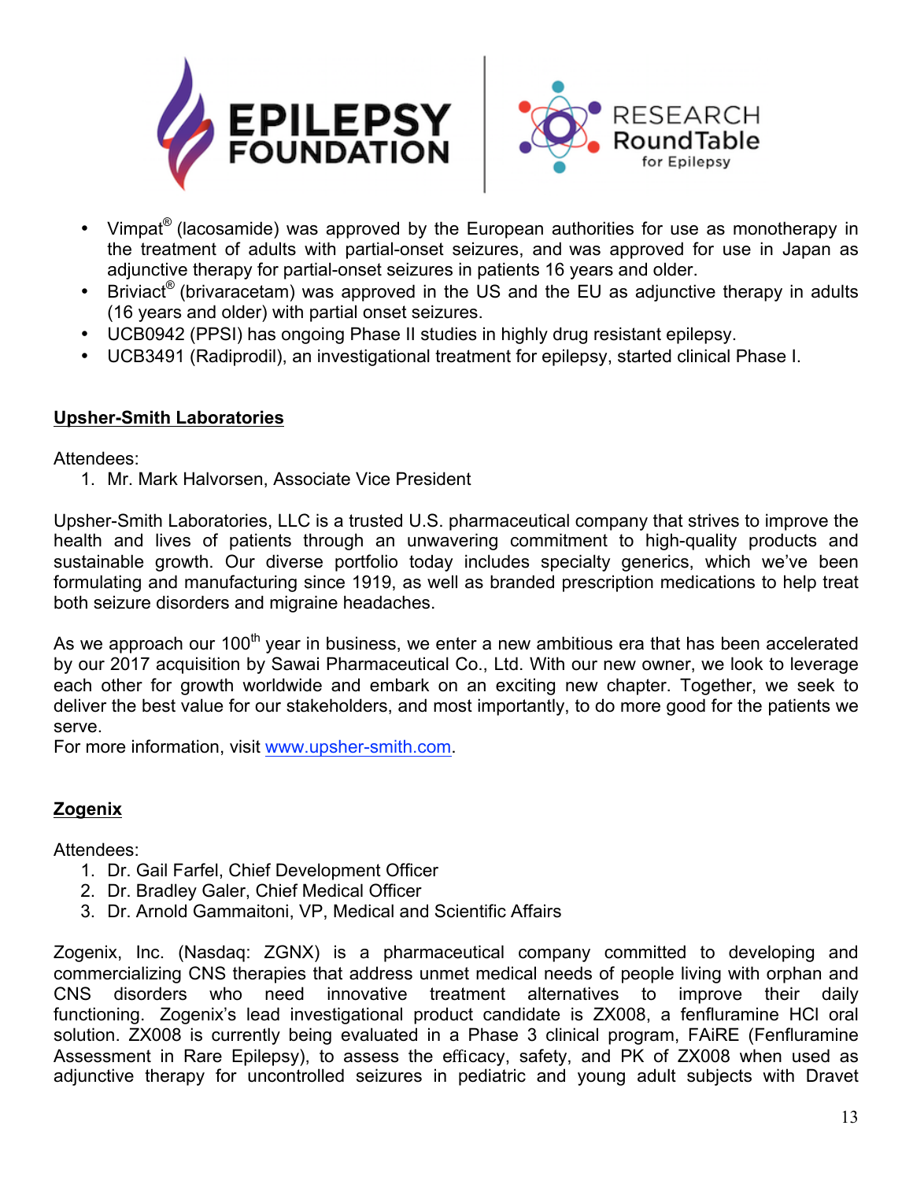- Vimpat® (lacosamide) was approved by the European authorities for use as monotherapy in the treatment of adults with partial-onset seizures, and was approved for use in Japan as adjunctive therapy for partial-onset seizures in patients 16 years and older.
- Briviact® (brivaracetam) was approved in the US and the EU as adjunctive therapy in adults (16 years and older) with partial onset seizures.
- UCB0942 (PPSI) has ongoing Phase II studies in highly drug resistant epilepsy.
- UCB3491 (Radiprodil), an investigational treatment for epilepsy, started clinical Phase I.

## Upsher-Smith Laboratories

Attendees:

1. Mr. Mark Halvorsen, Associate Vice President

Upsher-Smith Laboratories, LLC is a trusted U.S. pharmaceutical company that strives to improve the health and lives of patients through an unwavering commitment to high-quality products and sustainable growth. Our diverse portfolio today includes specialty generics, which we've been formulating and manufacturing since 1919, as well as branded prescription medications to help treat both seizure disorders and migraine headaches.

As we approach our 100th year in business, we enter a new ambitious era that has been accelerated by our 2017 acquisition by Sawai Pharmaceutical Co., Ltd. With our new owner, we look to leverage each other for growth worldwide and embark on an exciting new chapter. Together, we seek to deliver the best value for our stakeholders, and most importantly, to do more good for the patients we serve.
For more information, visit www.upsher-smith.com.

## Zogenix

Attendees:

1. Dr. Gail Farfel, Chief Development Officer
2. Dr. Bradley Galer, Chief Medical Officer
3. Dr. Arnold Gammaitoni, VP, Medical and Scientific Affairs

Zogenix, Inc. (Nasdaq: ZGNX) is a pharmaceutical company committed to developing and commercializing CNS therapies that address unmet medical needs of people living with orphan and CNS disorders who need innovative treatment alternatives to improve their daily functioning. Zogenix's lead investigational product candidate is ZX008, a fenfluramine HCl oral solution. ZX008 is currently being evaluated in a Phase 3 clinical program, FAiRE (Fenfluramine Assessment in Rare Epilepsy), to assess the efficacy, safety, and PK of ZX008 when used as adjunctive therapy for uncontrolled seizures in pediatric and young adult subjects with Dravet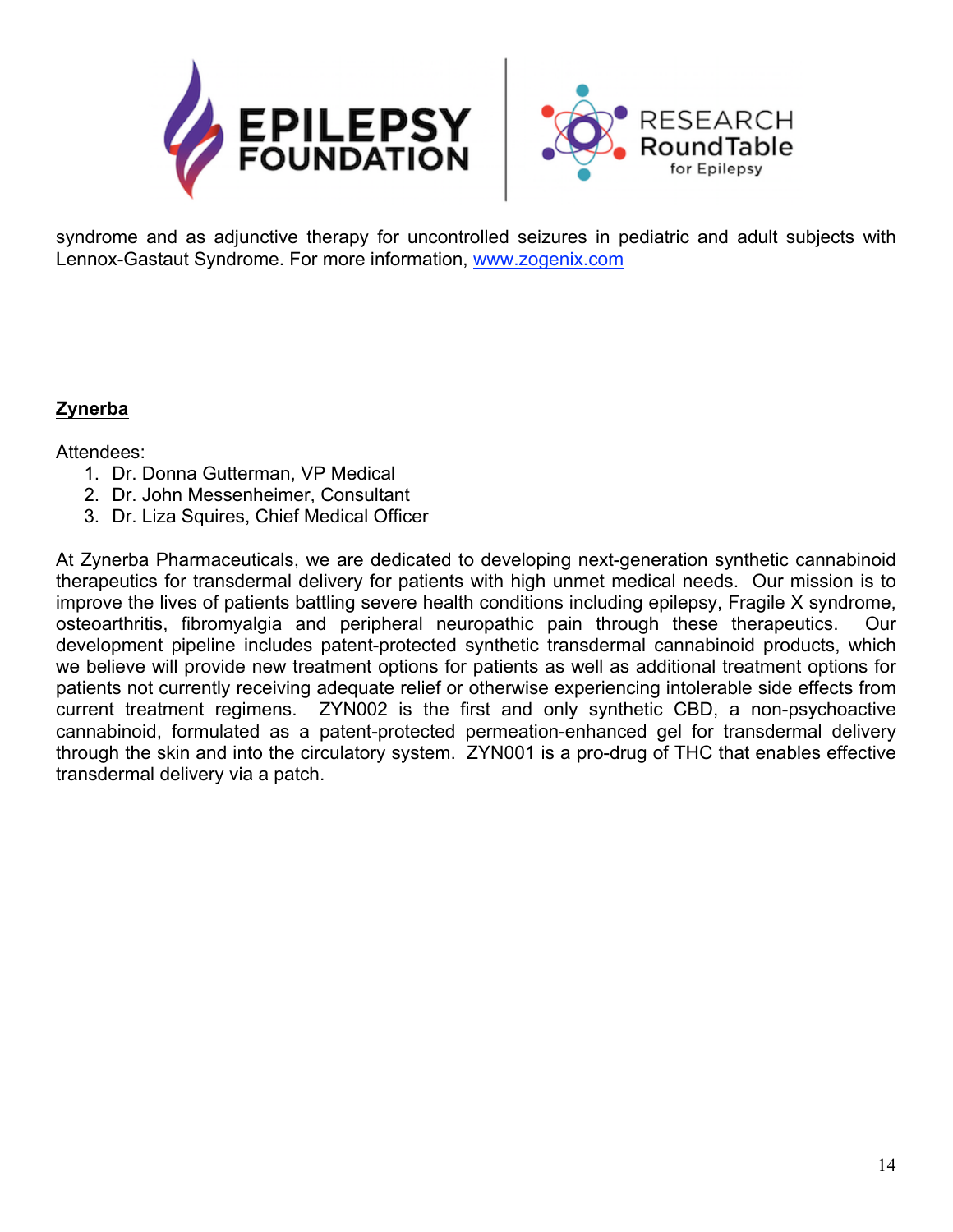syndrome and as adjunctive therapy for uncontrolled seizures in pediatric and adult subjects with Lennox-Gastaut Syndrome. For more information, [www.zogenix.com](http://www.zogenix.com)

## Zynerba

Attendees:

1. Dr. Donna Gutterman, VP Medical
2. Dr. John Messenheimer, Consultant
3. Dr. Liza Squires, Chief Medical Officer

At Zynerba Pharmaceuticals, we are dedicated to developing next-generation synthetic cannabinoid therapeutics for transdermal delivery for patients with high unmet medical needs. Our mission is to improve the lives of patients battling severe health conditions including epilepsy, Fragile X syndrome, osteoarthritis, fibromyalgia and peripheral neuropathic pain through these therapeutics. Our development pipeline includes patent-protected synthetic transdermal cannabinoid products, which we believe will provide new treatment options for patients as well as additional treatment options for patients not currently receiving adequate relief or otherwise experiencing intolerable side effects from current treatment regimens. ZYN002 is the first and only synthetic CBD, a non-psychoactive cannabinoid, formulated as a patent-protected permeation-enhanced gel for transdermal delivery through the skin and into the circulatory system. ZYN001 is a pro-drug of THC that enables effective transdermal delivery via a patch.